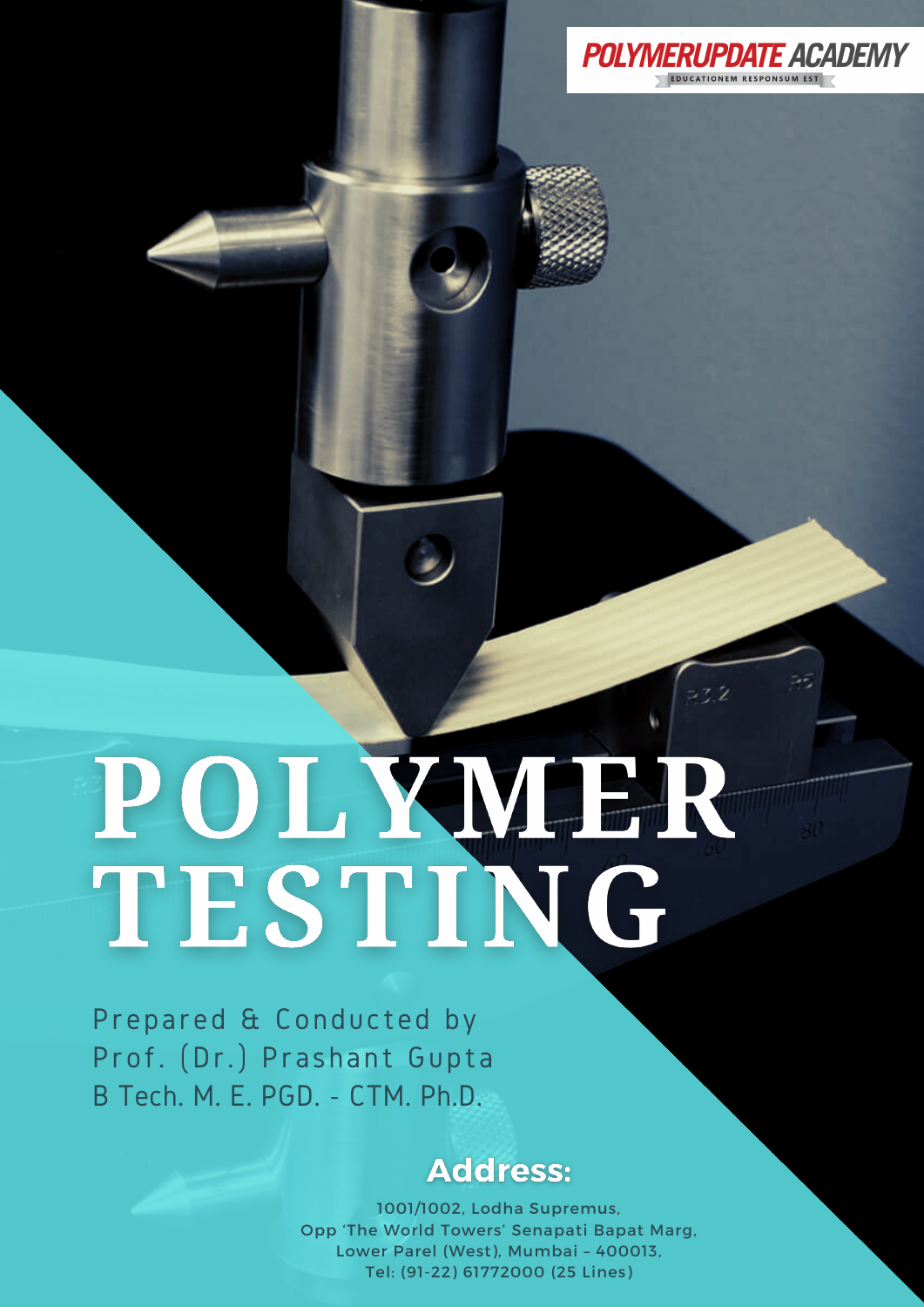POLYMERUPDATE ACADEMY

EDUCATIONEM RESPONSUM EST

# POLYMER TESTING

Prepared & Conducted by
Prof. (Dr.) Prashant Gupta
B Tech. M. E. PGD. - CTM. Ph.D.

## Address:

1001/1002, Lodha Supremus,
Opp 'The World Towers' Senapati Bapat Marg,
Lower Parel (West), Mumbai – 400013,
Tel: (91-22) 61772000 (25 Lines)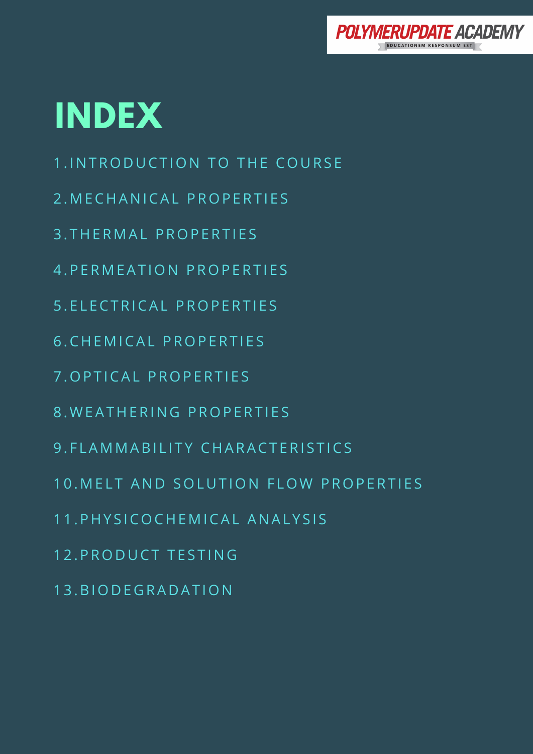# INDEX

1. INTRODUCTION TO THE COURSE
2. MECHANICAL PROPERTIES
3. THERMAL PROPERTIES
4. PERMEATION PROPERTIES
5. ELECTRICAL PROPERTIES
6. CHEMICAL PROPERTIES
7. OPTICAL PROPERTIES
8. WEATHERING PROPERTIES
9. FLAMMABILITY CHARACTERISTICS
10. MELT AND SOLUTION FLOW PROPERTIES
11. PHYSICOCHEMICAL ANALYSIS
12. PRODUCT TESTING
13. BIODEGRADATION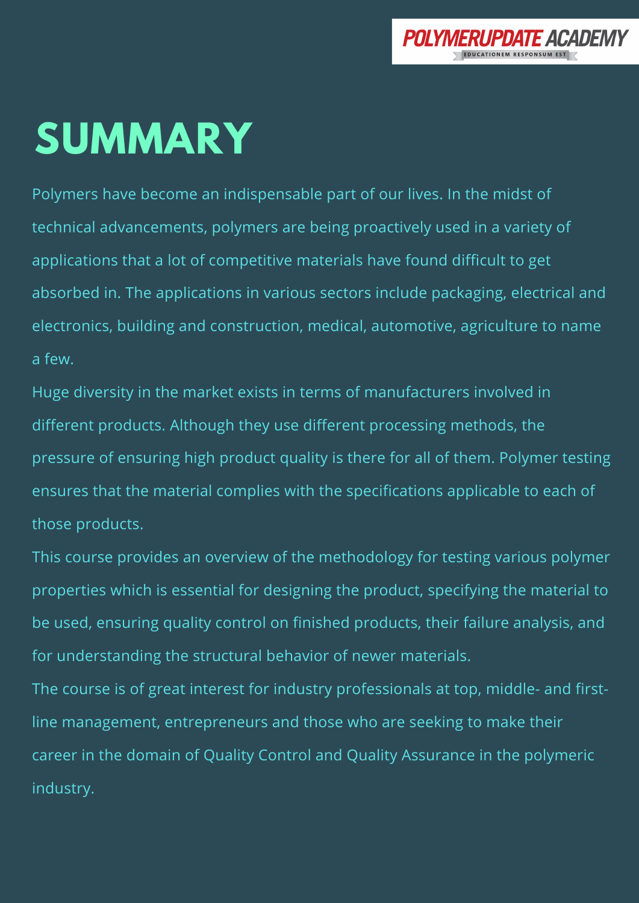# SUMMARY

Polymers have become an indispensable part of our lives. In the midst of technical advancements, polymers are being proactively used in a variety of applications that a lot of competitive materials have found difficult to get absorbed in. The applications in various sectors include packaging, electrical and electronics, building and construction, medical, automotive, agriculture to name a few.

Huge diversity in the market exists in terms of manufacturers involved in different products. Although they use different processing methods, the pressure of ensuring high product quality is there for all of them. Polymer testing ensures that the material complies with the specifications applicable to each of those products.

This course provides an overview of the methodology for testing various polymer properties which is essential for designing the product, specifying the material to be used, ensuring quality control on finished products, their failure analysis, and for understanding the structural behavior of newer materials.

The course is of great interest for industry professionals at top, middle- and first-line management, entrepreneurs and those who are seeking to make their career in the domain of Quality Control and Quality Assurance in the polymeric industry.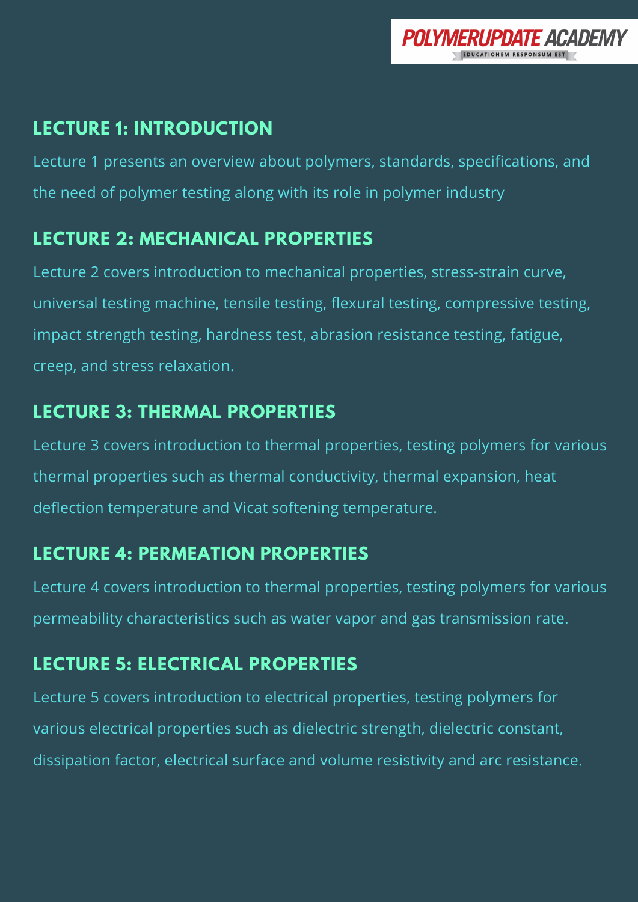## LECTURE 1: INTRODUCTION

Lecture 1 presents an overview about polymers, standards, specifications, and the need of polymer testing along with its role in polymer industry

## LECTURE 2: MECHANICAL PROPERTIES

Lecture 2 covers introduction to mechanical properties, stress-strain curve, universal testing machine, tensile testing, flexural testing, compressive testing, impact strength testing, hardness test, abrasion resistance testing, fatigue, creep, and stress relaxation.

## LECTURE 3: THERMAL PROPERTIES

Lecture 3 covers introduction to thermal properties, testing polymers for various thermal properties such as thermal conductivity, thermal expansion, heat deflection temperature and Vicat softening temperature.

## LECTURE 4: PERMEATION PROPERTIES

Lecture 4 covers introduction to thermal properties, testing polymers for various permeability characteristics such as water vapor and gas transmission rate.

## LECTURE 5: ELECTRICAL PROPERTIES

Lecture 5 covers introduction to electrical properties, testing polymers for various electrical properties such as dielectric strength, dielectric constant, dissipation factor, electrical surface and volume resistivity and arc resistance.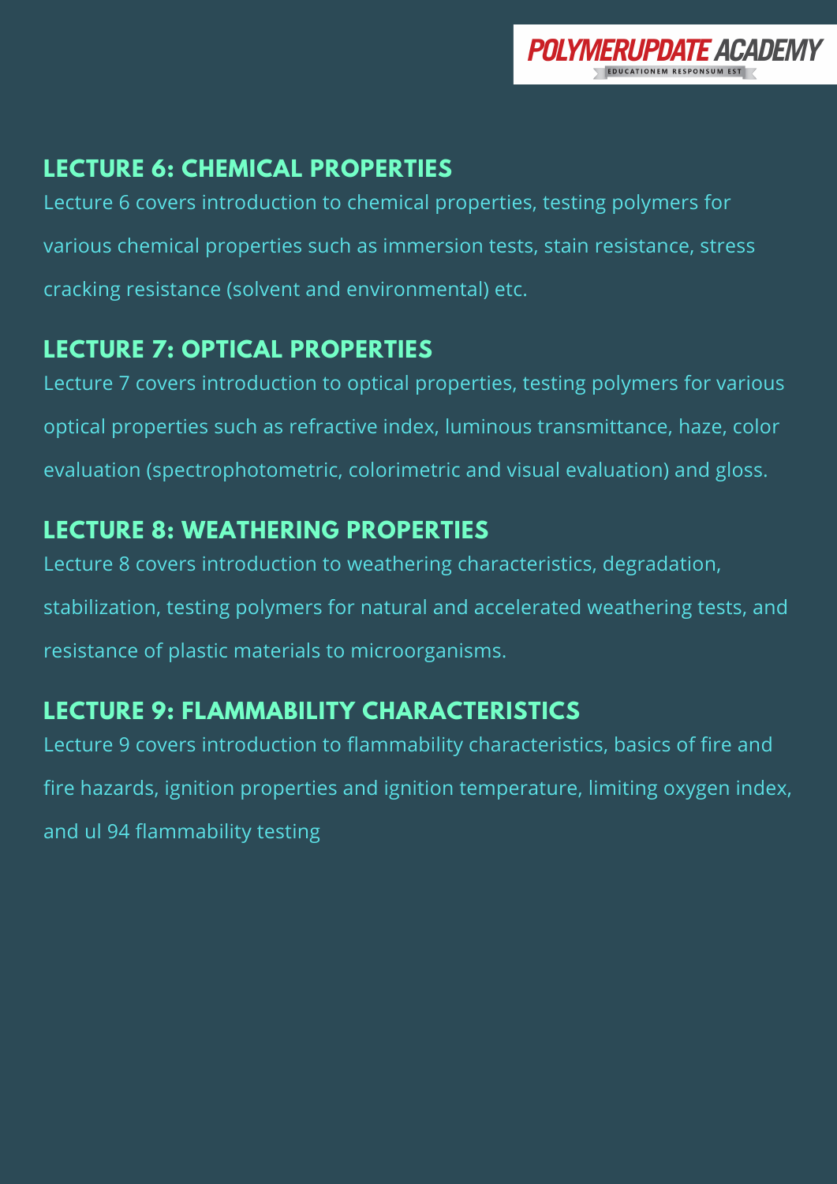## LECTURE 6: CHEMICAL PROPERTIES

Lecture 6 covers introduction to chemical properties, testing polymers for various chemical properties such as immersion tests, stain resistance, stress cracking resistance (solvent and environmental) etc.

## LECTURE 7: OPTICAL PROPERTIES

Lecture 7 covers introduction to optical properties, testing polymers for various optical properties such as refractive index, luminous transmittance, haze, color evaluation (spectrophotometric, colorimetric and visual evaluation) and gloss.

## LECTURE 8: WEATHERING PROPERTIES

Lecture 8 covers introduction to weathering characteristics, degradation, stabilization, testing polymers for natural and accelerated weathering tests, and resistance of plastic materials to microorganisms.

## LECTURE 9: FLAMMABILITY CHARACTERISTICS

Lecture 9 covers introduction to flammability characteristics, basics of fire and fire hazards, ignition properties and ignition temperature, limiting oxygen index, and ul 94 flammability testing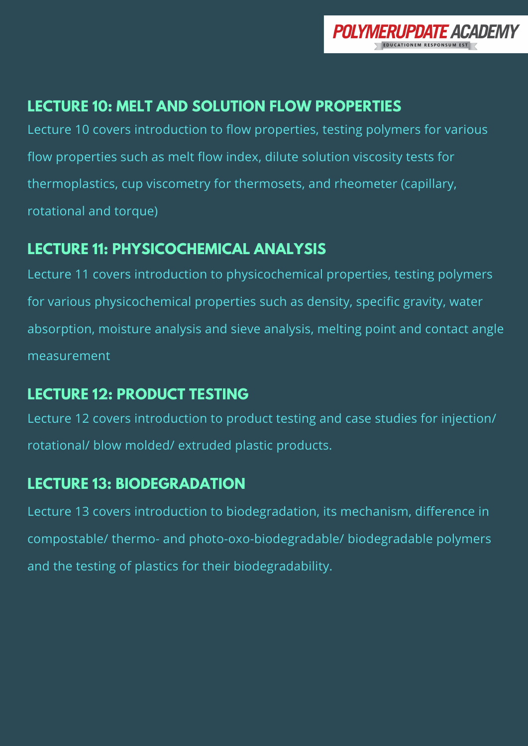## LECTURE 10: MELT AND SOLUTION FLOW PROPERTIES

Lecture 10 covers introduction to flow properties, testing polymers for various flow properties such as melt flow index, dilute solution viscosity tests for thermoplastics, cup viscometry for thermosets, and rheometer (capillary, rotational and torque)

## LECTURE 11: PHYSICOCHEMICAL ANALYSIS

Lecture 11 covers introduction to physicochemical properties, testing polymers for various physicochemical properties such as density, specific gravity, water absorption, moisture analysis and sieve analysis, melting point and contact angle measurement

## LECTURE 12: PRODUCT TESTING

Lecture 12 covers introduction to product testing and case studies for injection/ rotational/ blow molded/ extruded plastic products.

## LECTURE 13: BIODEGRADATION

Lecture 13 covers introduction to biodegradation, its mechanism, difference in compostable/ thermo- and photo-oxo-biodegradable/ biodegradable polymers and the testing of plastics for their biodegradability.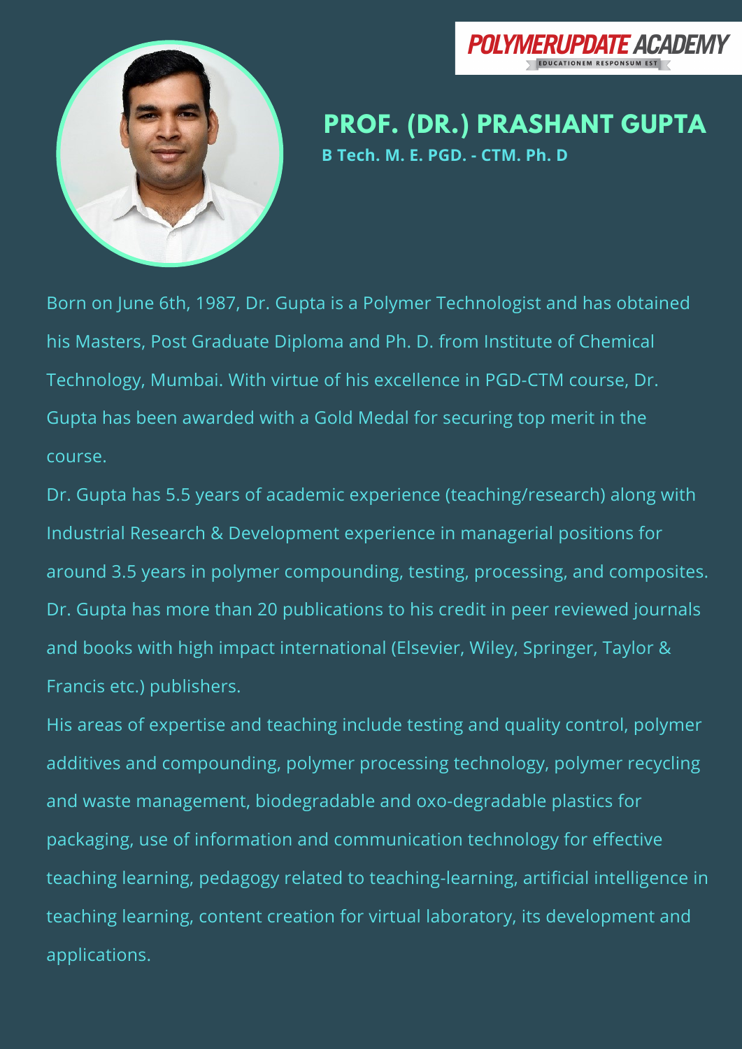POLYMERUPDATE ACADEMY

EDUCATIONEM RESPONSUM EST

# PROF. (DR.) PRASHANT GUPTA

**B Tech. M. E. PGD. - CTM. Ph. D**

Born on June 6th, 1987, Dr. Gupta is a Polymer Technologist and has obtained his Masters, Post Graduate Diploma and Ph. D. from Institute of Chemical Technology, Mumbai. With virtue of his excellence in PGD-CTM course, Dr. Gupta has been awarded with a Gold Medal for securing top merit in the course.

Dr. Gupta has 5.5 years of academic experience (teaching/research) along with Industrial Research & Development experience in managerial positions for around 3.5 years in polymer compounding, testing, processing, and composites. Dr. Gupta has more than 20 publications to his credit in peer reviewed journals and books with high impact international (Elsevier, Wiley, Springer, Taylor & Francis etc.) publishers.

His areas of expertise and teaching include testing and quality control, polymer additives and compounding, polymer processing technology, polymer recycling and waste management, biodegradable and oxo-degradable plastics for packaging, use of information and communication technology for effective teaching learning, pedagogy related to teaching-learning, artificial intelligence in teaching learning, content creation for virtual laboratory, its development and applications.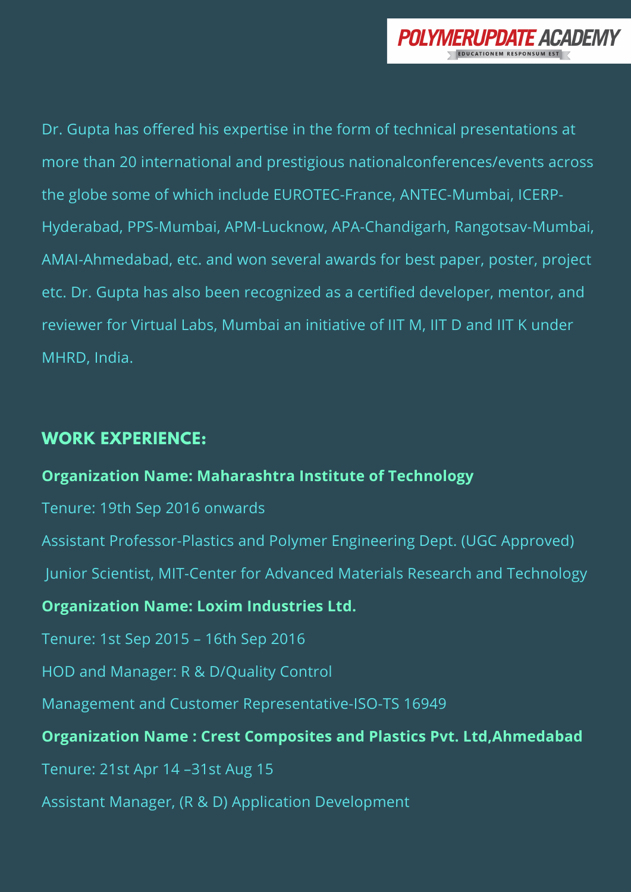Dr. Gupta has offered his expertise in the form of technical presentations at more than 20 international and prestigious nationalconferences/events across the globe some of which include EUROTEC-France, ANTEC-Mumbai, ICERP-Hyderabad, PPS-Mumbai, APM-Lucknow, APA-Chandigarh, Rangotsav-Mumbai, AMAI-Ahmedabad, etc. and won several awards for best paper, poster, project etc. Dr. Gupta has also been recognized as a certified developer, mentor, and reviewer for Virtual Labs, Mumbai an initiative of IIT M, IIT D and IIT K under MHRD, India.

## WORK EXPERIENCE:

**Organization Name: Maharashtra Institute of Technology**

Tenure: 19th Sep 2016 onwards

Assistant Professor-Plastics and Polymer Engineering Dept. (UGC Approved)

Junior Scientist, MIT-Center for Advanced Materials Research and Technology

**Organization Name: Loxim Industries Ltd.**

Tenure: 1st Sep 2015 – 16th Sep 2016

HOD and Manager: R & D/Quality Control

Management and Customer Representative-ISO-TS 16949

**Organization Name : Crest Composites and Plastics Pvt. Ltd,Ahmedabad**

Tenure: 21st Apr 14 –31st Aug 15

Assistant Manager, (R & D) Application Development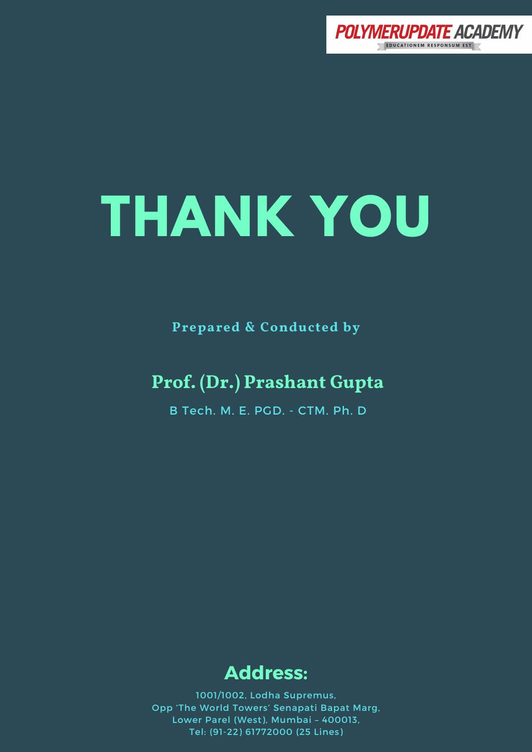POLYMERUPDATE ACADEMY

EDUCATIONEM RESPONSUM EST

# THANK YOU

**Prepared & Conducted by**

## Prof. (Dr.) Prashant Gupta

B Tech. M. E. PGD. - CTM. Ph. D

## Address:

1001/1002, Lodha Supremus,
Opp 'The World Towers' Senapati Bapat Marg,
Lower Parel (West), Mumbai – 400013,
Tel: (91-22) 61772000 (25 Lines)